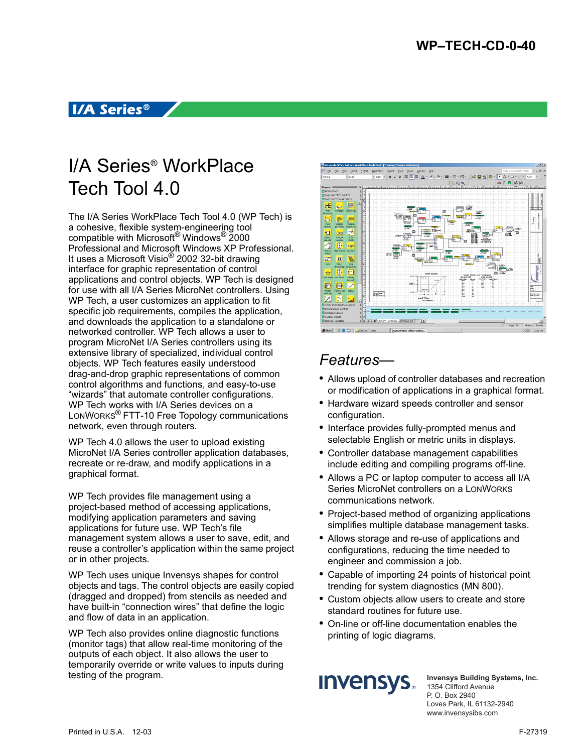WP–TECH-CD-0-40

**I/A Series®**

# I/A Series® WorkPlace Tech Tool 4.0

The I/A Series WorkPlace Tech Tool 4.0 (WP Tech) is a cohesive, flexible system-engineering tool compatible with Microsoft® Windows® 2000 Professional and Microsoft Windows XP Professional. It uses a Microsoft Visio® 2002 32-bit drawing interface for graphic representation of control applications and control objects. WP Tech is designed for use with all I/A Series MicroNet controllers. Using WP Tech, a user customizes an application to fit specific job requirements, compiles the application, and downloads the application to a standalone or networked controller. WP Tech allows a user to program MicroNet I/A Series controllers using its extensive library of specialized, individual control objects. WP Tech features easily understood drag-and-drop graphic representations of common control algorithms and functions, and easy-to-use "wizards" that automate controller configurations. WP Tech works with I/A Series devices on a LonWorks® FTT-10 Free Topology communications network, even through routers.

WP Tech 4.0 allows the user to upload existing MicroNet I/A Series controller application databases, recreate or re-draw, and modify applications in a graphical format.

WP Tech provides file management using a project-based method of accessing applications, modifying application parameters and saving applications for future use. WP Tech's file management system allows a user to save, edit, and reuse a controller's application within the same project or in other projects.

WP Tech uses unique Invensys shapes for control objects and tags. The control objects are easily copied (dragged and dropped) from stencils as needed and have built-in "connection wires" that define the logic and flow of data in an application.

WP Tech also provides online diagnostic functions (monitor tags) that allow real-time monitoring of the outputs of each object. It also allows the user to temporarily override or write values to inputs during testing of the program.

## *Features—*

- Allows upload of controller databases and recreation or modification of applications in a graphical format.
- Hardware wizard speeds controller and sensor configuration.
- Interface provides fully-prompted menus and selectable English or metric units in displays.
- Controller database management capabilities include editing and compiling programs off-line.
- Allows a PC or laptop computer to access all I/A Series MicroNet controllers on a LonWorks communications network.
- Project-based method of organizing applications simplifies multiple database management tasks.
- Allows storage and re-use of applications and configurations, reducing the time needed to engineer and commission a job.
- Capable of importing 24 points of historical point trending for system diagnostics (MN 800).
- Custom objects allow users to create and store standard routines for future use.
- On-line or off-line documentation enables the printing of logic diagrams.

**Invensys Building Systems, Inc.**
1354 Clifford Avenue
P. O. Box 2940
Loves Park, IL 61132-2940
www.invensysibs.com

Printed in U.S.A. 12-03

F-27319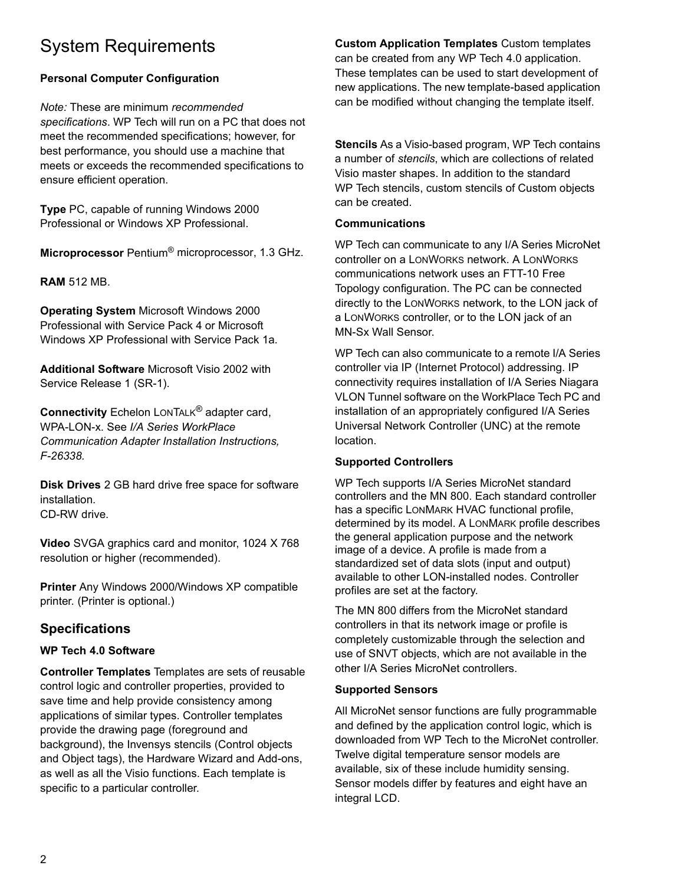# System Requirements

**Personal Computer Configuration**

*Note:* These are minimum *recommended specifications*. WP Tech will run on a PC that does not meet the recommended specifications; however, for best performance, you should use a machine that meets or exceeds the recommended specifications to ensure efficient operation.

**Type** PC, capable of running Windows 2000 Professional or Windows XP Professional.

**Microprocessor** Pentium® microprocessor, 1.3 GHz.

**RAM** 512 MB.

**Operating System** Microsoft Windows 2000 Professional with Service Pack 4 or Microsoft Windows XP Professional with Service Pack 1a.

**Additional Software** Microsoft Visio 2002 with Service Release 1 (SR-1).

**Connectivity** Echelon LONTALK® adapter card, WPA-LON-x. See *I/A Series WorkPlace Communication Adapter Installation Instructions, F-26338.*

**Disk Drives** 2 GB hard drive free space for software installation.
CD-RW drive.

**Video** SVGA graphics card and monitor, 1024 X 768 resolution or higher (recommended).

**Printer** Any Windows 2000/Windows XP compatible printer. (Printer is optional.)

## Specifications

**WP Tech 4.0 Software**

**Controller Templates** Templates are sets of reusable control logic and controller properties, provided to save time and help provide consistency among applications of similar types. Controller templates provide the drawing page (foreground and background), the Invensys stencils (Control objects and Object tags), the Hardware Wizard and Add-ons, as well as all the Visio functions. Each template is specific to a particular controller.

**Custom Application Templates** Custom templates can be created from any WP Tech 4.0 application. These templates can be used to start development of new applications. The new template-based application can be modified without changing the template itself.

**Stencils** As a Visio-based program, WP Tech contains a number of *stencils*, which are collections of related Visio master shapes. In addition to the standard WP Tech stencils, custom stencils of Custom objects can be created.

**Communications**

WP Tech can communicate to any I/A Series MicroNet controller on a LONWORKS network. A LONWORKS communications network uses an FTT-10 Free Topology configuration. The PC can be connected directly to the LONWORKS network, to the LON jack of a LONWORKS controller, or to the LON jack of an MN-Sx Wall Sensor.

WP Tech can also communicate to a remote I/A Series controller via IP (Internet Protocol) addressing. IP connectivity requires installation of I/A Series Niagara VLON Tunnel software on the WorkPlace Tech PC and installation of an appropriately configured I/A Series Universal Network Controller (UNC) at the remote location.

**Supported Controllers**

WP Tech supports I/A Series MicroNet standard controllers and the MN 800. Each standard controller has a specific LONMARK HVAC functional profile, determined by its model. A LONMARK profile describes the general application purpose and the network image of a device. A profile is made from a standardized set of data slots (input and output) available to other LON-installed nodes. Controller profiles are set at the factory.

The MN 800 differs from the MicroNet standard controllers in that its network image or profile is completely customizable through the selection and use of SNVT objects, which are not available in the other I/A Series MicroNet controllers.

**Supported Sensors**

All MicroNet sensor functions are fully programmable and defined by the application control logic, which is downloaded from WP Tech to the MicroNet controller. Twelve digital temperature sensor models are available, six of these include humidity sensing. Sensor models differ by features and eight have an integral LCD.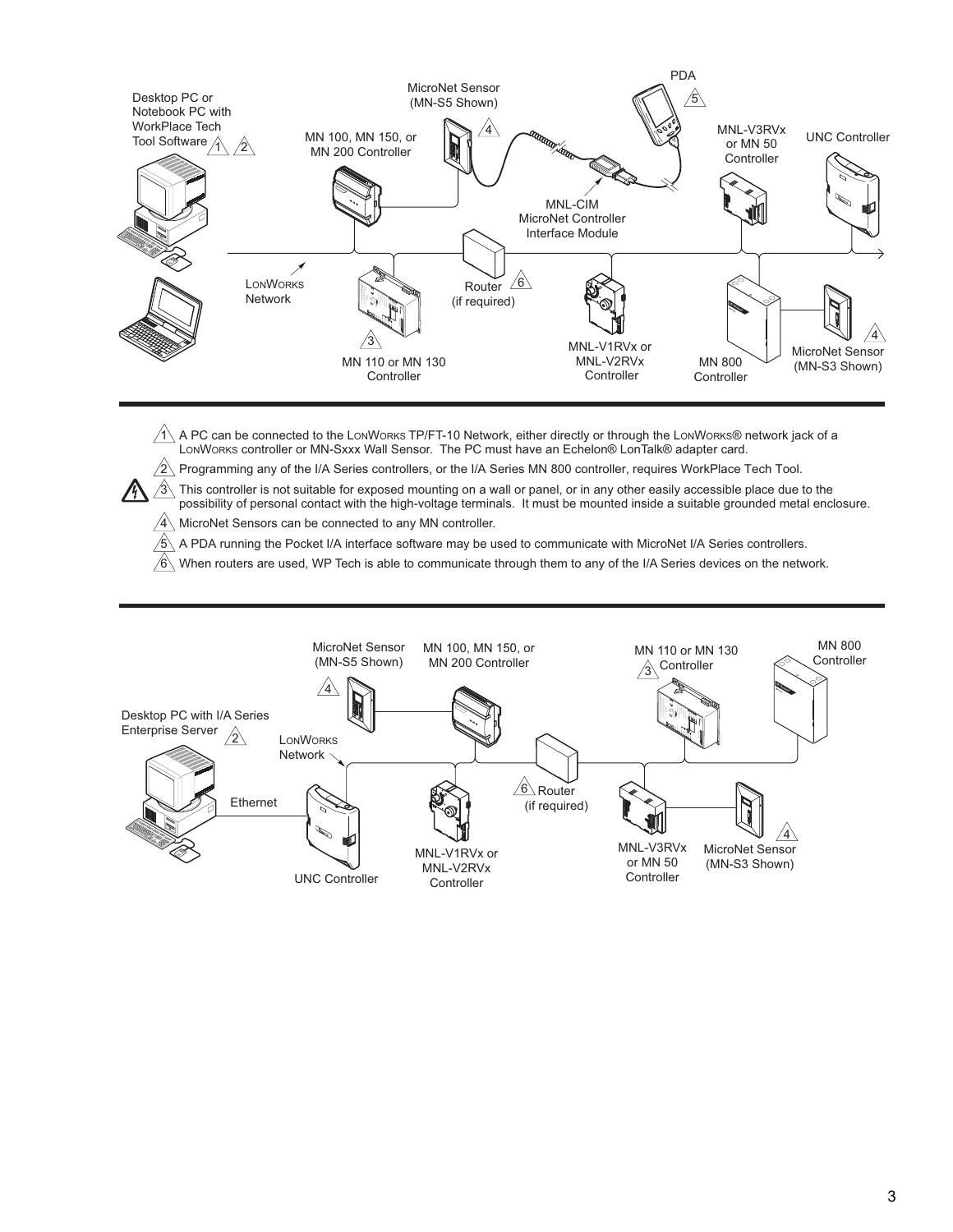Desktop PC or Notebook PC with WorkPlace Tech Tool Software 1 2

MicroNet Sensor (MN-S5 Shown) 4

PDA 5

MN 100, MN 150, or MN 200 Controller

MNL-V3RVx or MN 50 Controller

UNC Controller

MNL-CIM MicroNet Controller Interface Module

LONWORKS Network

Router (if required) 6

MN 110 or MN 130 Controller 3

MNL-V1RVx or MNL-V2RVx Controller

MN 800 Controller

MicroNet Sensor (MN-S3 Shown) 4

1. A PC can be connected to the LONWORKS TP/FT-10 Network, either directly or through the LONWORKS® network jack of a LONWORKS controller or MN-Sxxx Wall Sensor. The PC must have an Echelon® LonTalk® adapter card.
2. Programming any of the I/A Series controllers, or the I/A Series MN 800 controller, requires WorkPlace Tech Tool.
3. This controller is not suitable for exposed mounting on a wall or panel, or in any other easily accessible place due to the possibility of personal contact with the high-voltage terminals. It must be mounted inside a suitable grounded metal enclosure.
4. MicroNet Sensors can be connected to any MN controller.
5. A PDA running the Pocket I/A interface software may be used to communicate with MicroNet I/A Series controllers.
6. When routers are used, WP Tech is able to communicate through them to any of the I/A Series devices on the network.

MicroNet Sensor (MN-S5 Shown) 4

MN 100, MN 150, or MN 200 Controller

MN 110 or MN 130 Controller 3

MN 800 Controller

Desktop PC with I/A Series Enterprise Server 2

LONWORKS Network

Ethernet

Router (if required) 6

UNC Controller

MNL-V1RVx or MNL-V2RVx Controller

MNL-V3RVx or MN 50 Controller

MicroNet Sensor (MN-S3 Shown) 4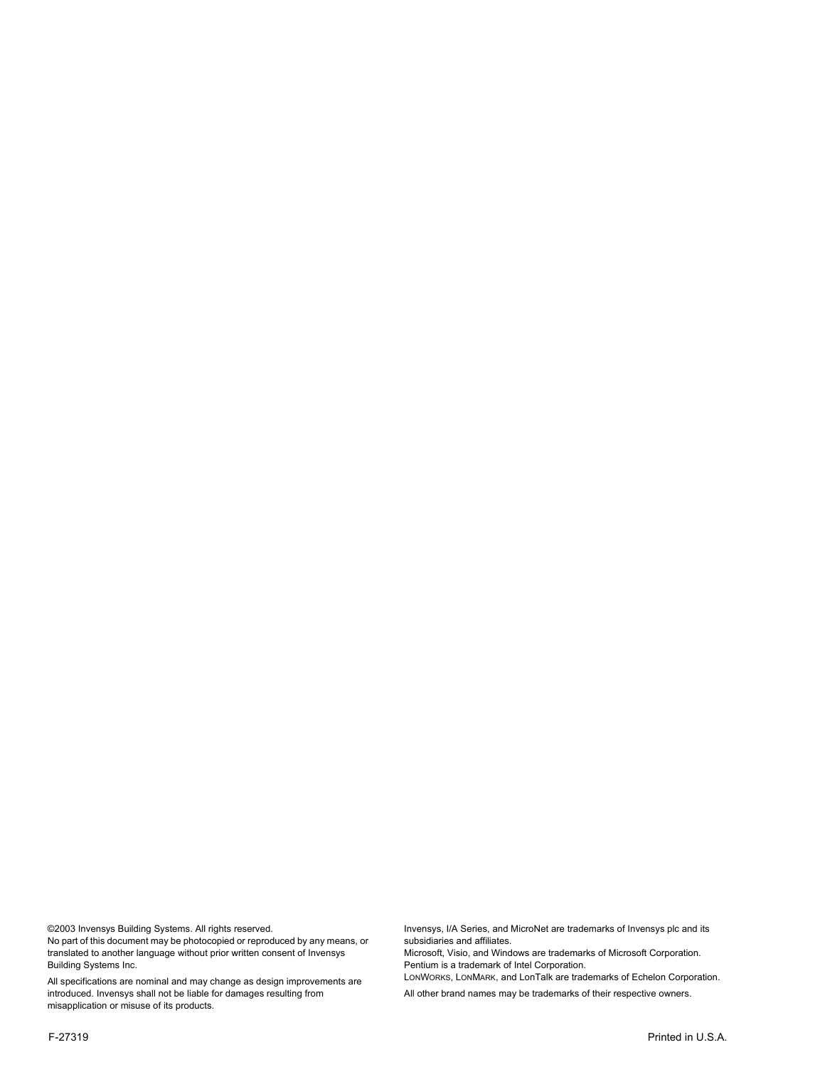©2003 Invensys Building Systems. All rights reserved.
No part of this document may be photocopied or reproduced by any means, or translated to another language without prior written consent of Invensys Building Systems Inc.

All specifications are nominal and may change as design improvements are introduced. Invensys shall not be liable for damages resulting from misapplication or misuse of its products.

Invensys, I/A Series, and MicroNet are trademarks of Invensys plc and its subsidiaries and affiliates.
Microsoft, Visio, and Windows are trademarks of Microsoft Corporation.
Pentium is a trademark of Intel Corporation.
LONWORKS, LONMARK, and LonTalk are trademarks of Echelon Corporation.

All other brand names may be trademarks of their respective owners.

F-27319

Printed in U.S.A.